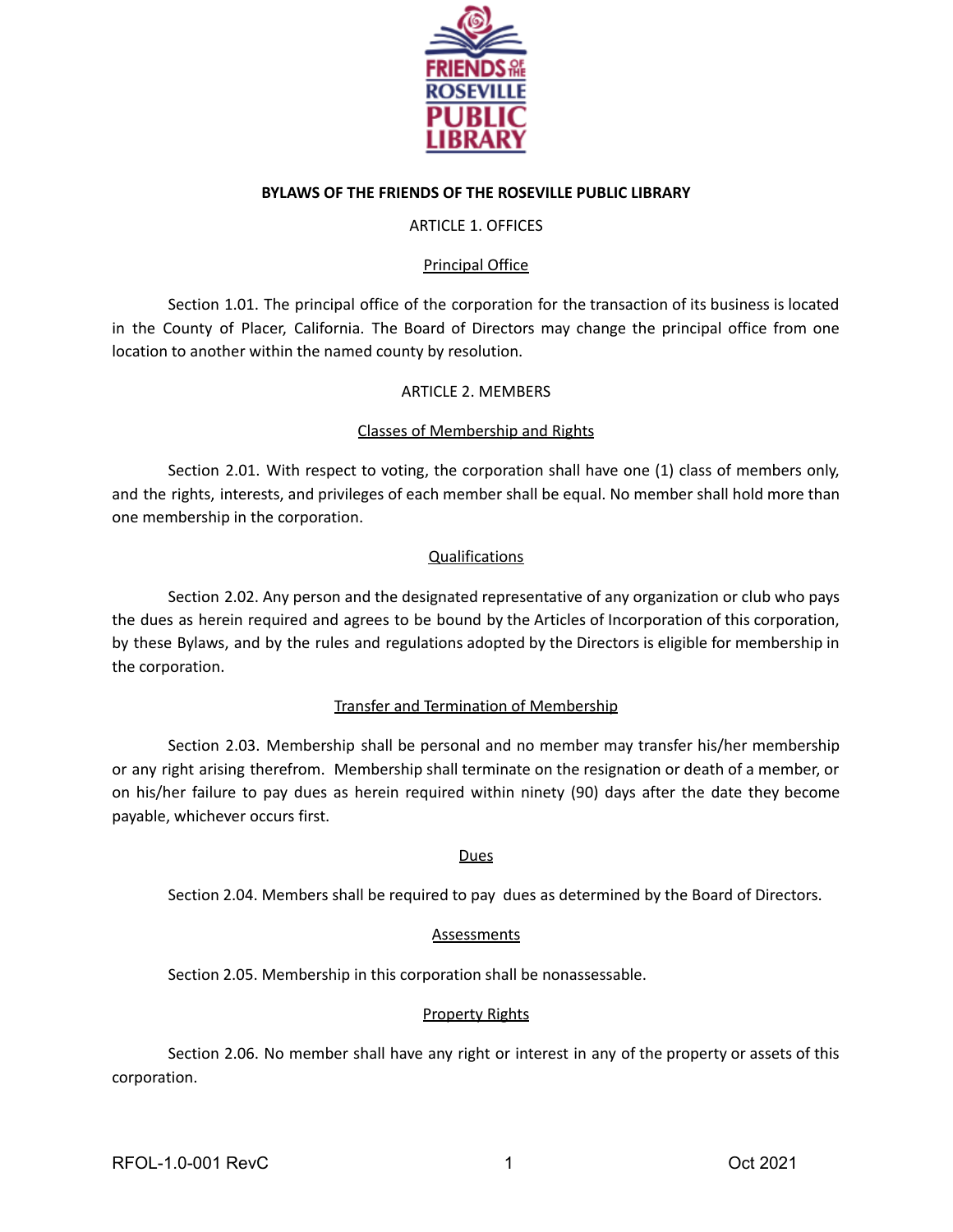# BYLAWS OF THE FRIENDS OF THE ROSEVILLE PUBLIC LIBRARY

## ARTICLE 1. OFFICES

### Principal Office

Section 1.01. The principal office of the corporation for the transaction of its business is located in the County of Placer, California. The Board of Directors may change the principal office from one location to another within the named county by resolution.

## ARTICLE 2. MEMBERS

### Classes of Membership and Rights

Section 2.01. With respect to voting, the corporation shall have one (1) class of members only, and the rights, interests, and privileges of each member shall be equal. No member shall hold more than one membership in the corporation.

### Qualifications

Section 2.02. Any person and the designated representative of any organization or club who pays the dues as herein required and agrees to be bound by the Articles of Incorporation of this corporation, by these Bylaws, and by the rules and regulations adopted by the Directors is eligible for membership in the corporation.

### Transfer and Termination of Membership

Section 2.03. Membership shall be personal and no member may transfer his/her membership or any right arising therefrom. Membership shall terminate on the resignation or death of a member, or on his/her failure to pay dues as herein required within ninety (90) days after the date they become payable, whichever occurs first.

### Dues

Section 2.04. Members shall be required to pay dues as determined by the Board of Directors.

### Assessments

Section 2.05. Membership in this corporation shall be nonassessable.

### Property Rights

Section 2.06. No member shall have any right or interest in any of the property or assets of this corporation.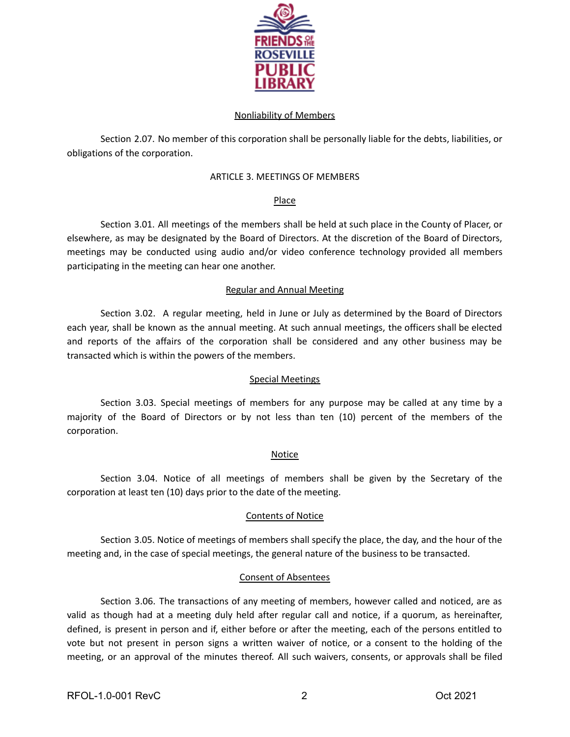Nonliability of Members

Section 2.07. No member of this corporation shall be personally liable for the debts, liabilities, or obligations of the corporation.

## ARTICLE 3. MEETINGS OF MEMBERS

Place

Section 3.01. All meetings of the members shall be held at such place in the County of Placer, or elsewhere, as may be designated by the Board of Directors. At the discretion of the Board of Directors, meetings may be conducted using audio and/or video conference technology provided all members participating in the meeting can hear one another.

Regular and Annual Meeting

Section 3.02. A regular meeting, held in June or July as determined by the Board of Directors each year, shall be known as the annual meeting. At such annual meetings, the officers shall be elected and reports of the affairs of the corporation shall be considered and any other business may be transacted which is within the powers of the members.

Special Meetings

Section 3.03. Special meetings of members for any purpose may be called at any time by a majority of the Board of Directors or by not less than ten (10) percent of the members of the corporation.

Notice

Section 3.04. Notice of all meetings of members shall be given by the Secretary of the corporation at least ten (10) days prior to the date of the meeting.

Contents of Notice

Section 3.05. Notice of meetings of members shall specify the place, the day, and the hour of the meeting and, in the case of special meetings, the general nature of the business to be transacted.

Consent of Absentees

Section 3.06. The transactions of any meeting of members, however called and noticed, are as valid as though had at a meeting duly held after regular call and notice, if a quorum, as hereinafter, defined, is present in person and if, either before or after the meeting, each of the persons entitled to vote but not present in person signs a written waiver of notice, or a consent to the holding of the meeting, or an approval of the minutes thereof. All such waivers, consents, or approvals shall be filed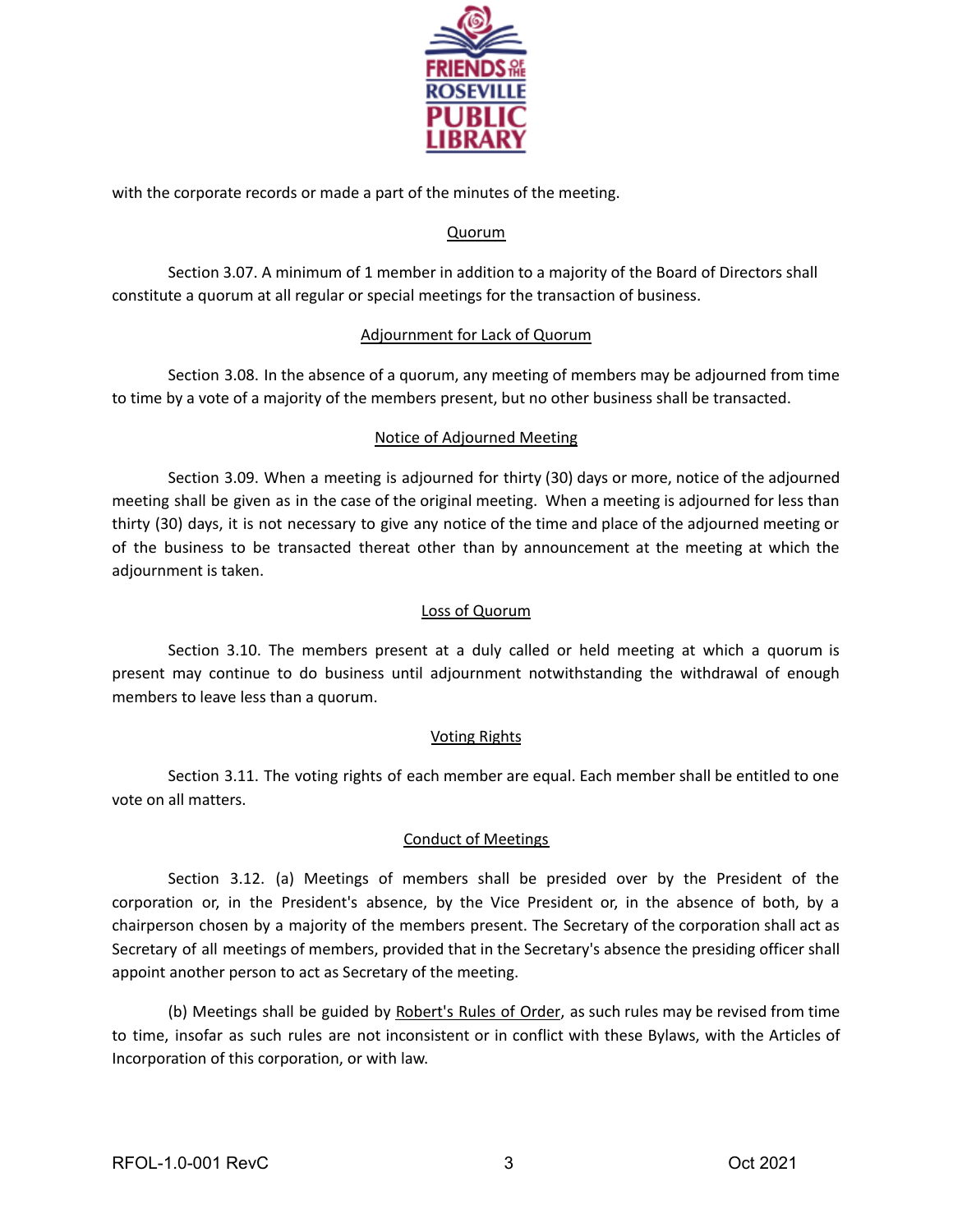with the corporate records or made a part of the minutes of the meeting.

### Quorum

Section 3.07. A minimum of 1 member in addition to a majority of the Board of Directors shall constitute a quorum at all regular or special meetings for the transaction of business.

### Adjournment for Lack of Quorum

Section 3.08. In the absence of a quorum, any meeting of members may be adjourned from time to time by a vote of a majority of the members present, but no other business shall be transacted.

### Notice of Adjourned Meeting

Section 3.09. When a meeting is adjourned for thirty (30) days or more, notice of the adjourned meeting shall be given as in the case of the original meeting. When a meeting is adjourned for less than thirty (30) days, it is not necessary to give any notice of the time and place of the adjourned meeting or of the business to be transacted thereat other than by announcement at the meeting at which the adjournment is taken.

### Loss of Quorum

Section 3.10. The members present at a duly called or held meeting at which a quorum is present may continue to do business until adjournment notwithstanding the withdrawal of enough members to leave less than a quorum.

### Voting Rights

Section 3.11. The voting rights of each member are equal. Each member shall be entitled to one vote on all matters.

### Conduct of Meetings

Section 3.12. (a) Meetings of members shall be presided over by the President of the corporation or, in the President's absence, by the Vice President or, in the absence of both, by a chairperson chosen by a majority of the members present. The Secretary of the corporation shall act as Secretary of all meetings of members, provided that in the Secretary's absence the presiding officer shall appoint another person to act as Secretary of the meeting.

(b) Meetings shall be guided by Robert's Rules of Order, as such rules may be revised from time to time, insofar as such rules are not inconsistent or in conflict with these Bylaws, with the Articles of Incorporation of this corporation, or with law.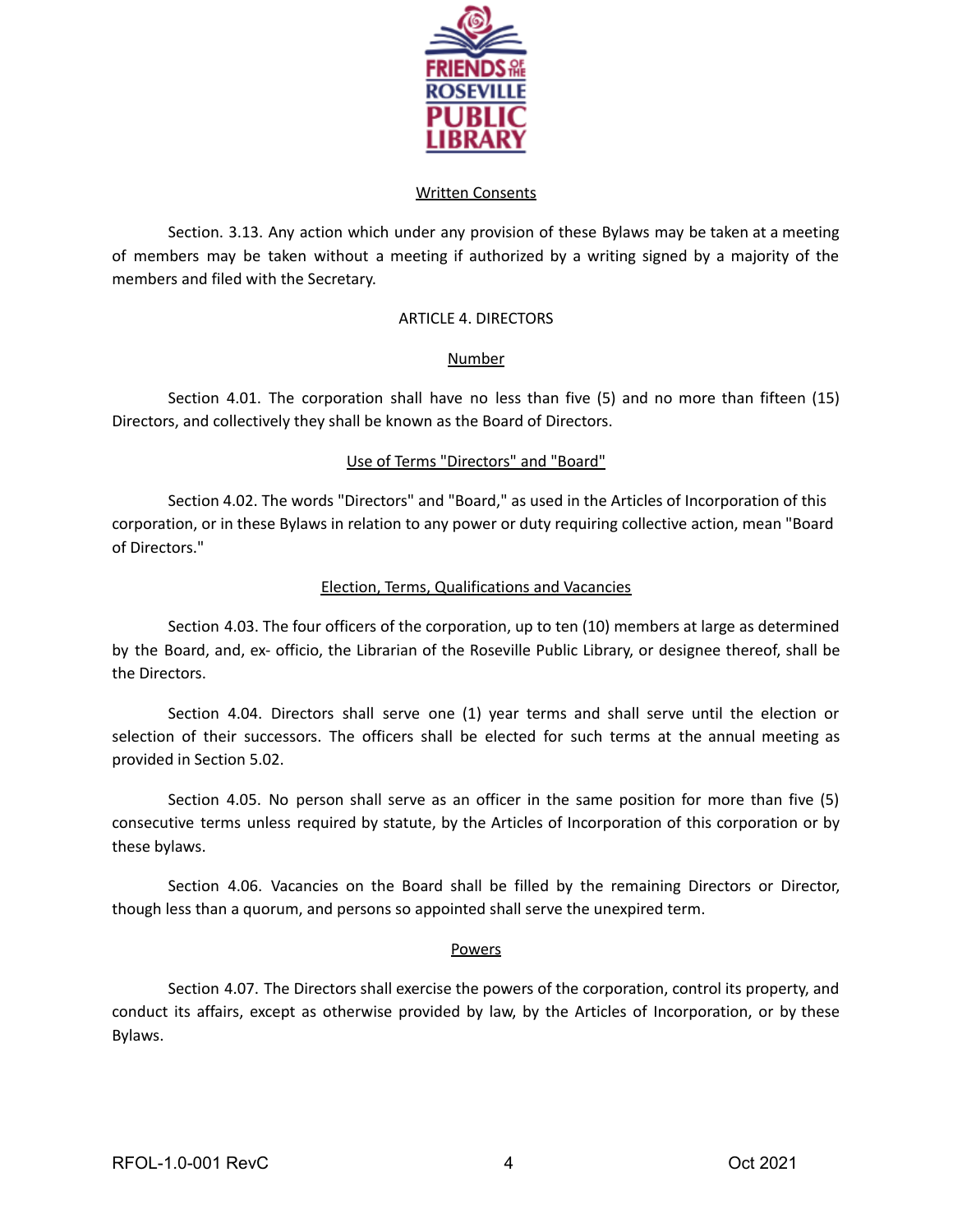Written Consents

Section. 3.13. Any action which under any provision of these Bylaws may be taken at a meeting of members may be taken without a meeting if authorized by a writing signed by a majority of the members and filed with the Secretary.

## ARTICLE 4. DIRECTORS

Number

Section 4.01. The corporation shall have no less than five (5) and no more than fifteen (15) Directors, and collectively they shall be known as the Board of Directors.

Use of Terms "Directors" and "Board"

Section 4.02. The words "Directors" and "Board," as used in the Articles of Incorporation of this corporation, or in these Bylaws in relation to any power or duty requiring collective action, mean "Board of Directors."

Election, Terms, Qualifications and Vacancies

Section 4.03. The four officers of the corporation, up to ten (10) members at large as determined by the Board, and, ex- officio, the Librarian of the Roseville Public Library, or designee thereof, shall be the Directors.

Section 4.04. Directors shall serve one (1) year terms and shall serve until the election or selection of their successors. The officers shall be elected for such terms at the annual meeting as provided in Section 5.02.

Section 4.05. No person shall serve as an officer in the same position for more than five (5) consecutive terms unless required by statute, by the Articles of Incorporation of this corporation or by these bylaws.

Section 4.06. Vacancies on the Board shall be filled by the remaining Directors or Director, though less than a quorum, and persons so appointed shall serve the unexpired term.

Powers

Section 4.07. The Directors shall exercise the powers of the corporation, control its property, and conduct its affairs, except as otherwise provided by law, by the Articles of Incorporation, or by these Bylaws.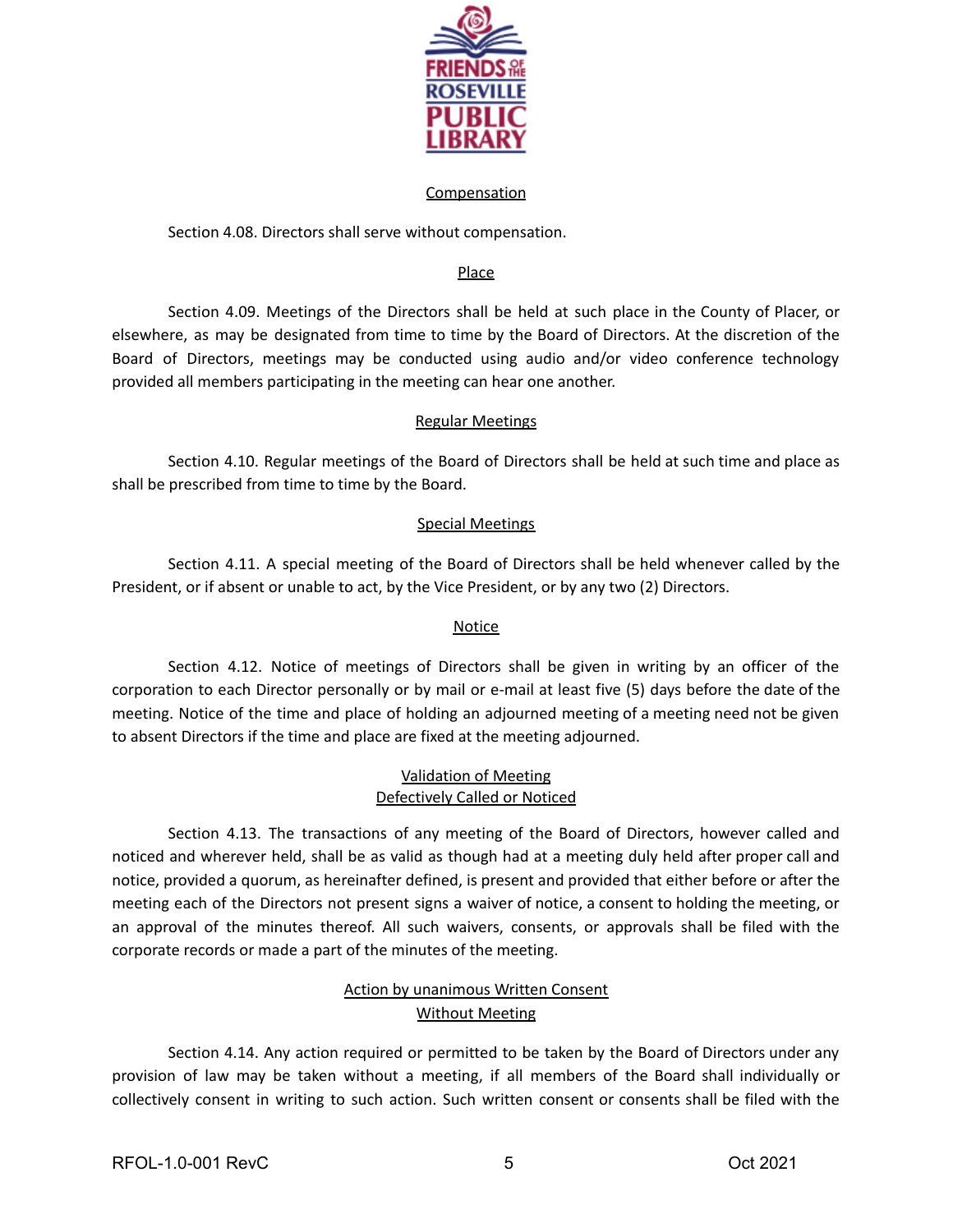Compensation

Section 4.08. Directors shall serve without compensation.

Place

Section 4.09. Meetings of the Directors shall be held at such place in the County of Placer, or elsewhere, as may be designated from time to time by the Board of Directors. At the discretion of the Board of Directors, meetings may be conducted using audio and/or video conference technology provided all members participating in the meeting can hear one another.

Regular Meetings

Section 4.10. Regular meetings of the Board of Directors shall be held at such time and place as shall be prescribed from time to time by the Board.

Special Meetings

Section 4.11. A special meeting of the Board of Directors shall be held whenever called by the President, or if absent or unable to act, by the Vice President, or by any two (2) Directors.

Notice

Section 4.12. Notice of meetings of Directors shall be given in writing by an officer of the corporation to each Director personally or by mail or e-mail at least five (5) days before the date of the meeting. Notice of the time and place of holding an adjourned meeting of a meeting need not be given to absent Directors if the time and place are fixed at the meeting adjourned.

Validation of Meeting
Defectively Called or Noticed

Section 4.13. The transactions of any meeting of the Board of Directors, however called and noticed and wherever held, shall be as valid as though had at a meeting duly held after proper call and notice, provided a quorum, as hereinafter defined, is present and provided that either before or after the meeting each of the Directors not present signs a waiver of notice, a consent to holding the meeting, or an approval of the minutes thereof. All such waivers, consents, or approvals shall be filed with the corporate records or made a part of the minutes of the meeting.

Action by unanimous Written Consent
Without Meeting

Section 4.14. Any action required or permitted to be taken by the Board of Directors under any provision of law may be taken without a meeting, if all members of the Board shall individually or collectively consent in writing to such action. Such written consent or consents shall be filed with the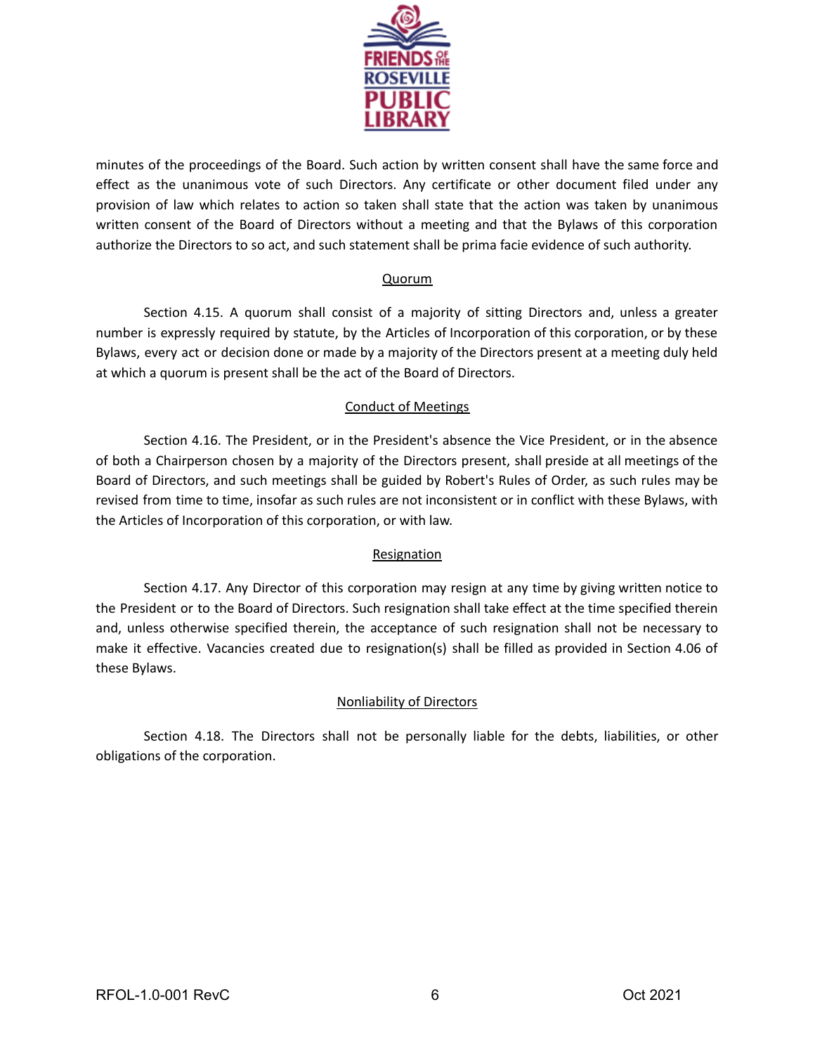minutes of the proceedings of the Board. Such action by written consent shall have the same force and effect as the unanimous vote of such Directors. Any certificate or other document filed under any provision of law which relates to action so taken shall state that the action was taken by unanimous written consent of the Board of Directors without a meeting and that the Bylaws of this corporation authorize the Directors to so act, and such statement shall be prima facie evidence of such authority.

## Quorum

Section 4.15. A quorum shall consist of a majority of sitting Directors and, unless a greater number is expressly required by statute, by the Articles of Incorporation of this corporation, or by these Bylaws, every act or decision done or made by a majority of the Directors present at a meeting duly held at which a quorum is present shall be the act of the Board of Directors.

## Conduct of Meetings

Section 4.16. The President, or in the President's absence the Vice President, or in the absence of both a Chairperson chosen by a majority of the Directors present, shall preside at all meetings of the Board of Directors, and such meetings shall be guided by Robert's Rules of Order, as such rules may be revised from time to time, insofar as such rules are not inconsistent or in conflict with these Bylaws, with the Articles of Incorporation of this corporation, or with law.

## Resignation

Section 4.17. Any Director of this corporation may resign at any time by giving written notice to the President or to the Board of Directors. Such resignation shall take effect at the time specified therein and, unless otherwise specified therein, the acceptance of such resignation shall not be necessary to make it effective. Vacancies created due to resignation(s) shall be filled as provided in Section 4.06 of these Bylaws.

## Nonliability of Directors

Section 4.18. The Directors shall not be personally liable for the debts, liabilities, or other obligations of the corporation.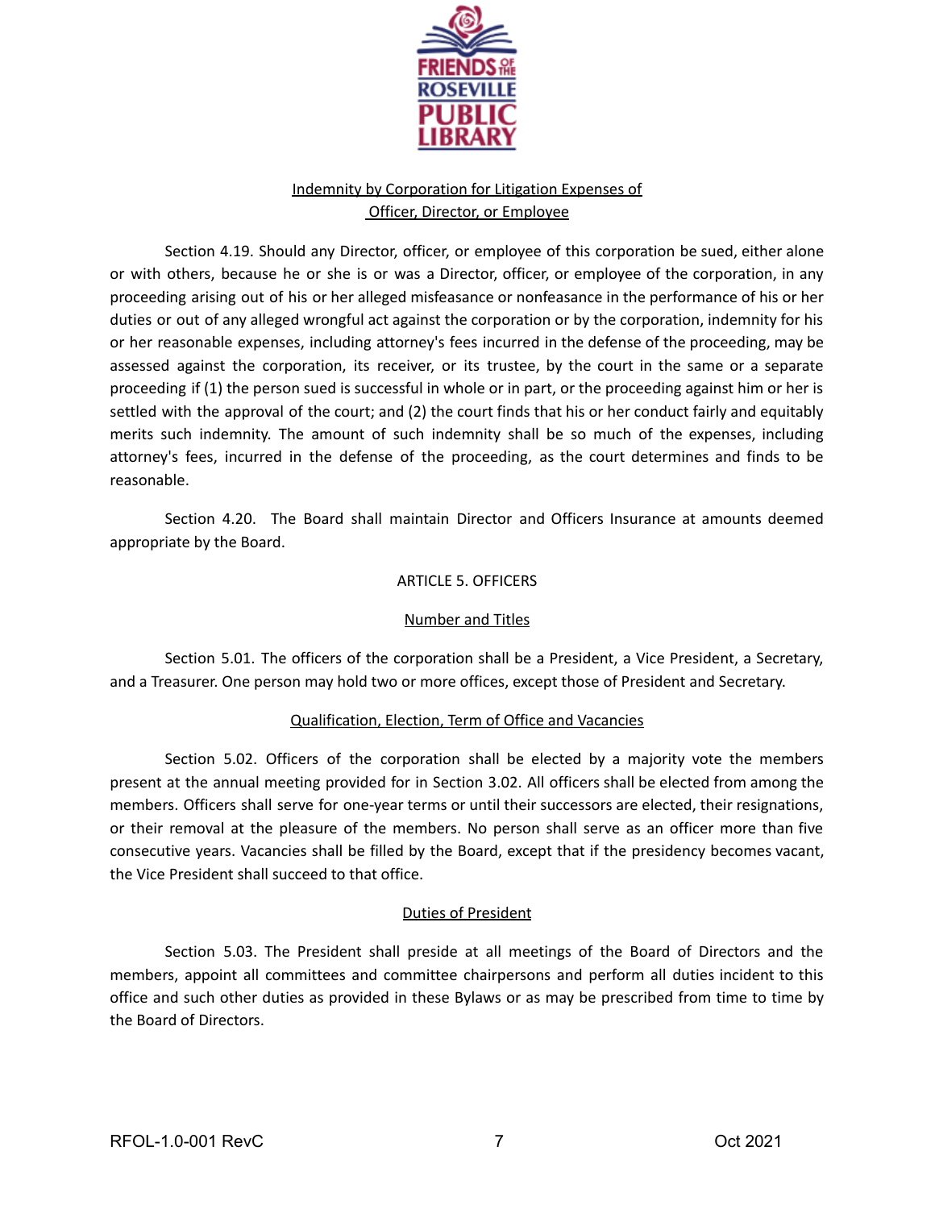Indemnity by Corporation for Litigation Expenses of Officer, Director, or Employee

Section 4.19. Should any Director, officer, or employee of this corporation be sued, either alone or with others, because he or she is or was a Director, officer, or employee of the corporation, in any proceeding arising out of his or her alleged misfeasance or nonfeasance in the performance of his or her duties or out of any alleged wrongful act against the corporation or by the corporation, indemnity for his or her reasonable expenses, including attorney's fees incurred in the defense of the proceeding, may be assessed against the corporation, its receiver, or its trustee, by the court in the same or a separate proceeding if (1) the person sued is successful in whole or in part, or the proceeding against him or her is settled with the approval of the court; and (2) the court finds that his or her conduct fairly and equitably merits such indemnity. The amount of such indemnity shall be so much of the expenses, including attorney's fees, incurred in the defense of the proceeding, as the court determines and finds to be reasonable.

Section 4.20. The Board shall maintain Director and Officers Insurance at amounts deemed appropriate by the Board.

## ARTICLE 5. OFFICERS

Number and Titles

Section 5.01. The officers of the corporation shall be a President, a Vice President, a Secretary, and a Treasurer. One person may hold two or more offices, except those of President and Secretary.

Qualification, Election, Term of Office and Vacancies

Section 5.02. Officers of the corporation shall be elected by a majority vote the members present at the annual meeting provided for in Section 3.02. All officers shall be elected from among the members. Officers shall serve for one-year terms or until their successors are elected, their resignations, or their removal at the pleasure of the members. No person shall serve as an officer more than five consecutive years. Vacancies shall be filled by the Board, except that if the presidency becomes vacant, the Vice President shall succeed to that office.

Duties of President

Section 5.03. The President shall preside at all meetings of the Board of Directors and the members, appoint all committees and committee chairpersons and perform all duties incident to this office and such other duties as provided in these Bylaws or as may be prescribed from time to time by the Board of Directors.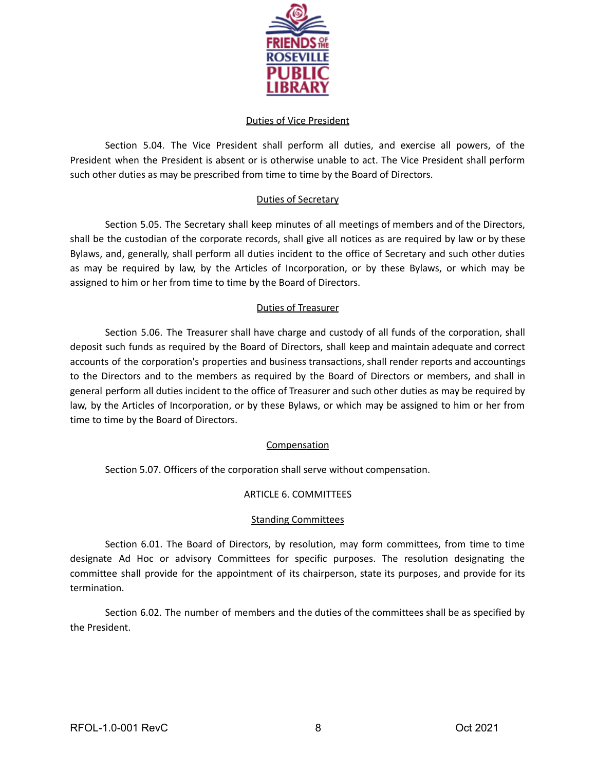### Duties of Vice President

Section 5.04. The Vice President shall perform all duties, and exercise all powers, of the President when the President is absent or is otherwise unable to act. The Vice President shall perform such other duties as may be prescribed from time to time by the Board of Directors.

### Duties of Secretary

Section 5.05. The Secretary shall keep minutes of all meetings of members and of the Directors, shall be the custodian of the corporate records, shall give all notices as are required by law or by these Bylaws, and, generally, shall perform all duties incident to the office of Secretary and such other duties as may be required by law, by the Articles of Incorporation, or by these Bylaws, or which may be assigned to him or her from time to time by the Board of Directors.

### Duties of Treasurer

Section 5.06. The Treasurer shall have charge and custody of all funds of the corporation, shall deposit such funds as required by the Board of Directors, shall keep and maintain adequate and correct accounts of the corporation's properties and business transactions, shall render reports and accountings to the Directors and to the members as required by the Board of Directors or members, and shall in general perform all duties incident to the office of Treasurer and such other duties as may be required by law, by the Articles of Incorporation, or by these Bylaws, or which may be assigned to him or her from time to time by the Board of Directors.

### Compensation

Section 5.07. Officers of the corporation shall serve without compensation.

## ARTICLE 6. COMMITTEES

### Standing Committees

Section 6.01. The Board of Directors, by resolution, may form committees, from time to time designate Ad Hoc or advisory Committees for specific purposes. The resolution designating the committee shall provide for the appointment of its chairperson, state its purposes, and provide for its termination.

Section 6.02. The number of members and the duties of the committees shall be as specified by the President.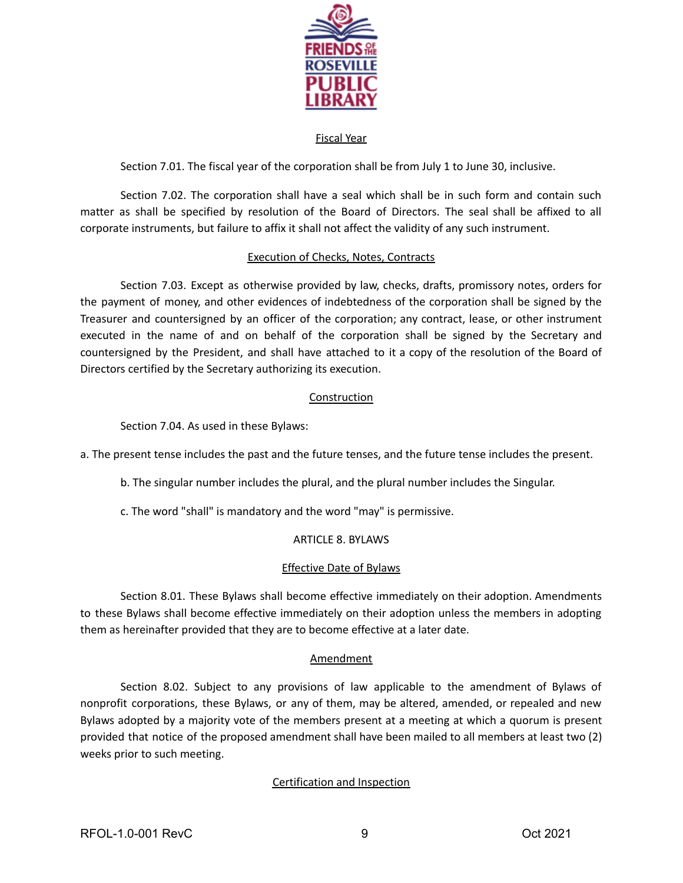Fiscal Year

Section 7.01. The fiscal year of the corporation shall be from July 1 to June 30, inclusive.

Section 7.02. The corporation shall have a seal which shall be in such form and contain such matter as shall be specified by resolution of the Board of Directors. The seal shall be affixed to all corporate instruments, but failure to affix it shall not affect the validity of any such instrument.

Execution of Checks, Notes, Contracts

Section 7.03. Except as otherwise provided by law, checks, drafts, promissory notes, orders for the payment of money, and other evidences of indebtedness of the corporation shall be signed by the Treasurer and countersigned by an officer of the corporation; any contract, lease, or other instrument executed in the name of and on behalf of the corporation shall be signed by the Secretary and countersigned by the President, and shall have attached to it a copy of the resolution of the Board of Directors certified by the Secretary authorizing its execution.

Construction

Section 7.04. As used in these Bylaws:

a. The present tense includes the past and the future tenses, and the future tense includes the present.

b. The singular number includes the plural, and the plural number includes the Singular.

c. The word "shall" is mandatory and the word "may" is permissive.

## ARTICLE 8. BYLAWS

Effective Date of Bylaws

Section 8.01. These Bylaws shall become effective immediately on their adoption. Amendments to these Bylaws shall become effective immediately on their adoption unless the members in adopting them as hereinafter provided that they are to become effective at a later date.

Amendment

Section 8.02. Subject to any provisions of law applicable to the amendment of Bylaws of nonprofit corporations, these Bylaws, or any of them, may be altered, amended, or repealed and new Bylaws adopted by a majority vote of the members present at a meeting at which a quorum is present provided that notice of the proposed amendment shall have been mailed to all members at least two (2) weeks prior to such meeting.

Certification and Inspection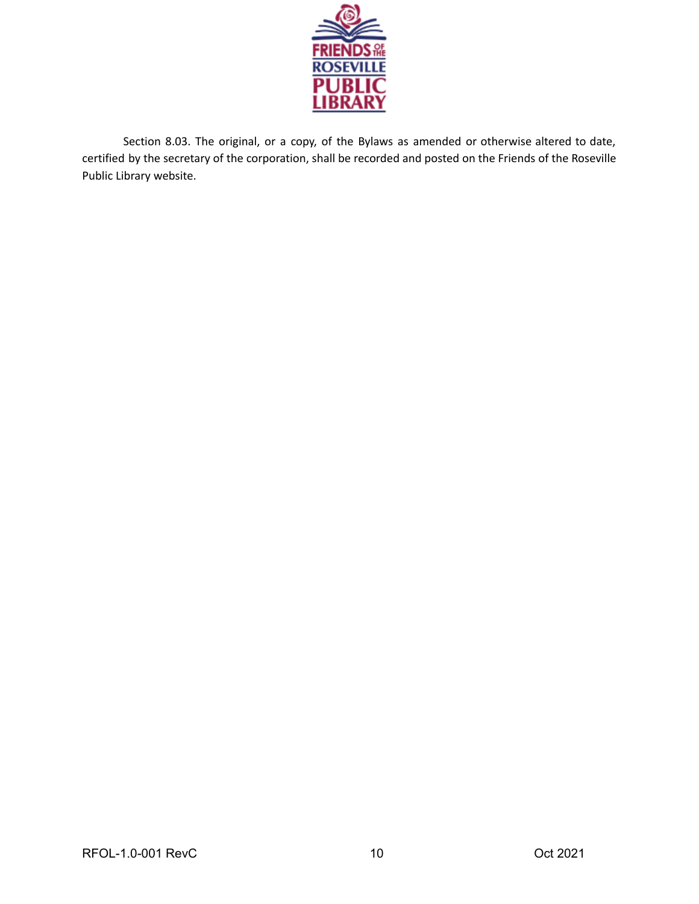Section 8.03. The original, or a copy, of the Bylaws as amended or otherwise altered to date, certified by the secretary of the corporation, shall be recorded and posted on the Friends of the Roseville Public Library website.